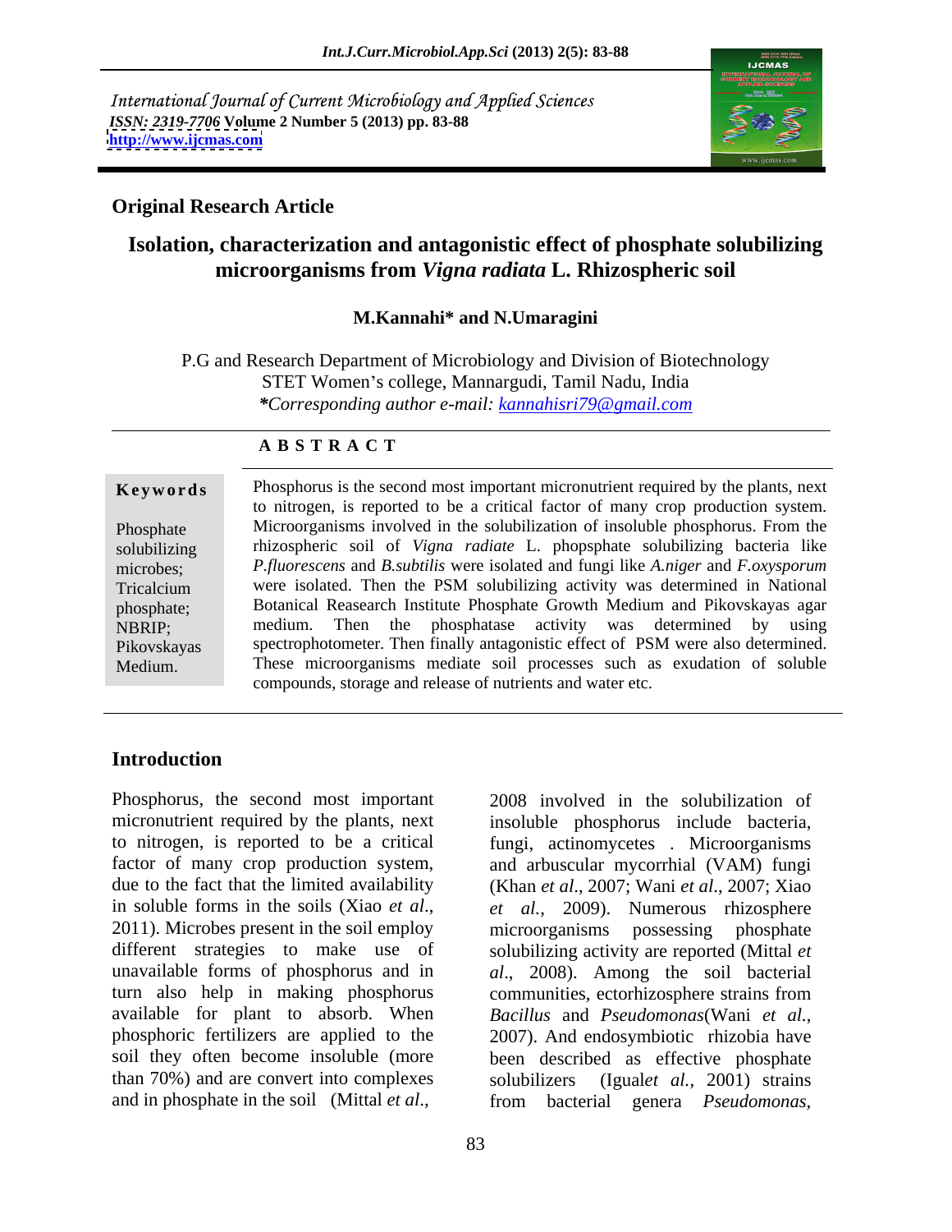International Journal of Current Microbiology and Applied Sciences
*ISSN: 2319-7706* **Volume 2 Number 5 (2013) pp. 83-88**
**http://www.ijcmas.com**

**Original Research Article**

# Isolation, characterization and antagonistic effect of phosphate solubilizing microorganisms from *Vigna radiata* L. Rhizospheric soil

**M.Kannahi\* and N.Umaragini**

P.G and Research Department of Microbiology and Division of Biotechnology
STET Women's college, Mannargudi, Tamil Nadu, India
*\*Corresponding author e-mail: kannahisri79@gmail.com*

## ABSTRACT

**Keywords**

Phosphate solubilizing microbes; Tricalcium phosphate; NBRIP; Pikovskayas Medium.

Phosphorus is the second most important micronutrient required by the plants, next to nitrogen, is reported to be a critical factor of many crop production system. Microorganisms involved in the solubilization of insoluble phosphorus. From the rhizospheric soil of *Vigna radiate* L. phopsphate solubilizing bacteria like *P.fluorescens* and *B.subtilis* were isolated and fungi like *A.niger* and *F.oxysporum* were isolated. Then the PSM solubilizing activity was determined in National Botanical Reasearch Institute Phosphate Growth Medium and Pikovskayas agar medium. Then the phosphatase activity was determined by using spectrophotometer. Then finally antagonistic effect of PSM were also determined. These microorganisms mediate soil processes such as exudation of soluble compounds, storage and release of nutrients and water etc.

## Introduction

Phosphorus, the second most important micronutrient required by the plants, next to nitrogen, is reported to be a critical factor of many crop production system, due to the fact that the limited availability in soluble forms in the soils (Xiao *et al.*, 2011). Microbes present in the soil employ different strategies to make use of unavailable forms of phosphorus and in turn also help in making phosphorus available for plant to absorb. When phosphoric fertilizers are applied to the soil they often become insoluble (more than 70%) and are convert into complexes and in phosphate in the soil (Mittal *et al*., 2008 involved in the solubilization of insoluble phosphorus include bacteria, fungi, actinomycetes . Microorganisms and arbuscular mycorrhial (VAM) fungi (Khan *et al*., 2007; Wani *et al*., 2007; Xiao *et al.*, 2009). Numerous rhizosphere microorganisms possessing phosphate solubilizing activity are reported (Mittal *et al*., 2008). Among the soil bacterial communities, ectorhizosphere strains from *Bacillus* and *Pseudomonas*(Wani *et al.*, 2007). And endosymbiotic rhizobia have been described as effective phosphate solubilizers (Igual*et al.*, 2001) strains from bacterial genera *Pseudomonas*,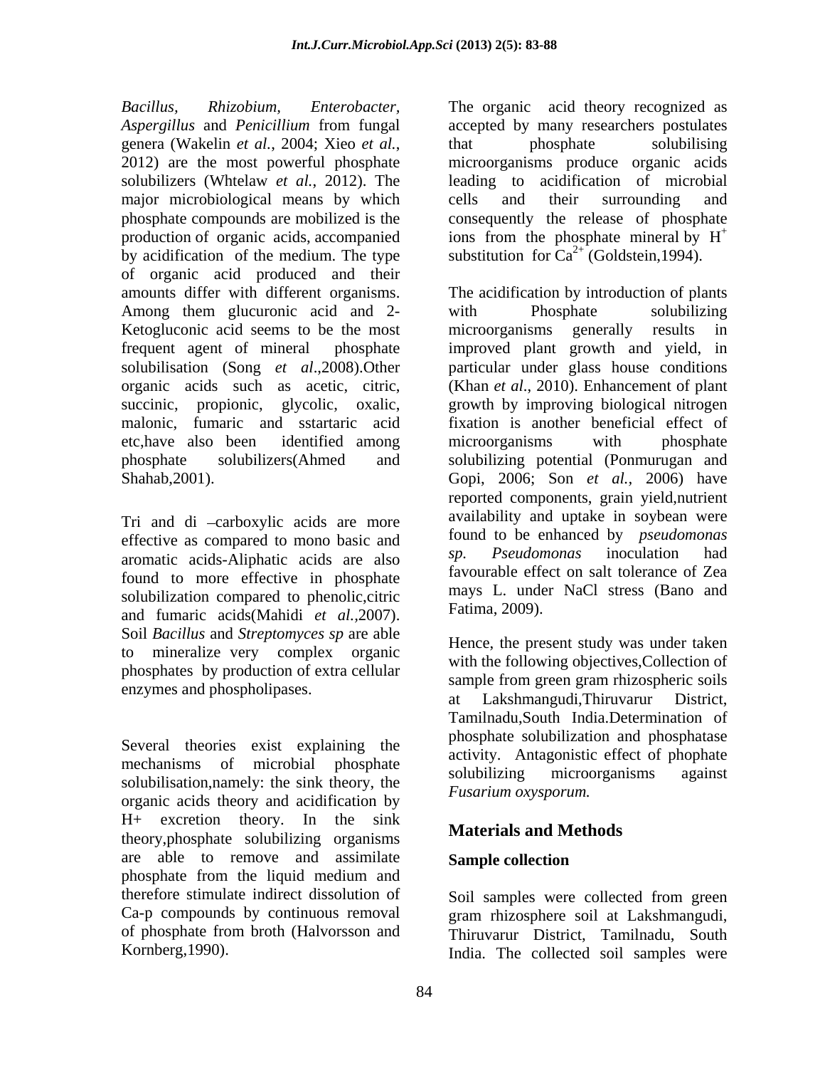*Bacillus, Rhizobium, Enterobacter, Aspergillus* and *Penicillium* from fungal genera (Wakelin *et al.*, 2004; Xieo *et al.*, 2012) are the most powerful phosphate solubilizers (Whtelaw *et al.*, 2012). The major microbiological means by which phosphate compounds are mobilized is the production of organic acids, accompanied by acidification of the medium. The type of organic acid produced and their amounts differ with different organisms. Among them glucuronic acid and 2-Ketogluconic acid seems to be the most frequent agent of mineral phosphate solubilisation (Song *et al*.,2008).Other organic acids such as acetic, citric, succinic, propionic, glycolic, oxalic, malonic, fumaric and sstartaric acid etc,have also been identified among phosphate solubilizers(Ahmed and Shahab,2001).

Tri and di –carboxylic acids are more effective as compared to mono basic and aromatic acids-Aliphatic acids are also found to more effective in phosphate solubilization compared to phenolic,citric and fumaric acids(Mahidi *et al.*,2007). Soil *Bacillus* and *Streptomyces sp* are able to mineralize very complex organic phosphates by production of extra cellular enzymes and phospholipases.

Several theories exist explaining the mechanisms of microbial phosphate solubilisation,namely: the sink theory, the organic acids theory and acidification by H+ excretion theory. In the sink theory,phosphate solubilizing organisms are able to remove and assimilate phosphate from the liquid medium and therefore stimulate indirect dissolution of Ca-p compounds by continuous removal of phosphate from broth (Halvorsson and Kornberg,1990).

The organic acid theory recognized as accepted by many researchers postulates that phosphate solubilising microorganisms produce organic acids leading to acidification of microbial cells and their surrounding and consequently the release of phosphate ions from the phosphate mineral by $H^+$ substitution for $Ca^{2+}$ (Goldstein,1994).

The acidification by introduction of plants with Phosphate solubilizing microorganisms generally results in improved plant growth and yield, in particular under glass house conditions (Khan *et al*., 2010). Enhancement of plant growth by improving biological nitrogen fixation is another beneficial effect of microorganisms with phosphate solubilizing potential (Ponmurugan and Gopi, 2006; Son *et al.*, 2006) have reported components, grain yield,nutrient availability and uptake in soybean were found to be enhanced by *pseudomonas sp. Pseudomonas* inoculation had favourable effect on salt tolerance of Zea mays L. under NaCl stress (Bano and Fatima, 2009).

Hence, the present study was under taken with the following objectives,Collection of sample from green gram rhizospheric soils at Lakshmangudi,Thiruvarur District, Tamilnadu,South India.Determination of phosphate solubilization and phosphatase activity. Antagonistic effect of phophate solubilizing microorganisms against *Fusarium oxysporum.*

## Materials and Methods

### Sample collection

Soil samples were collected from green gram rhizosphere soil at Lakshmangudi, Thiruvarur District, Tamilnadu, South India. The collected soil samples were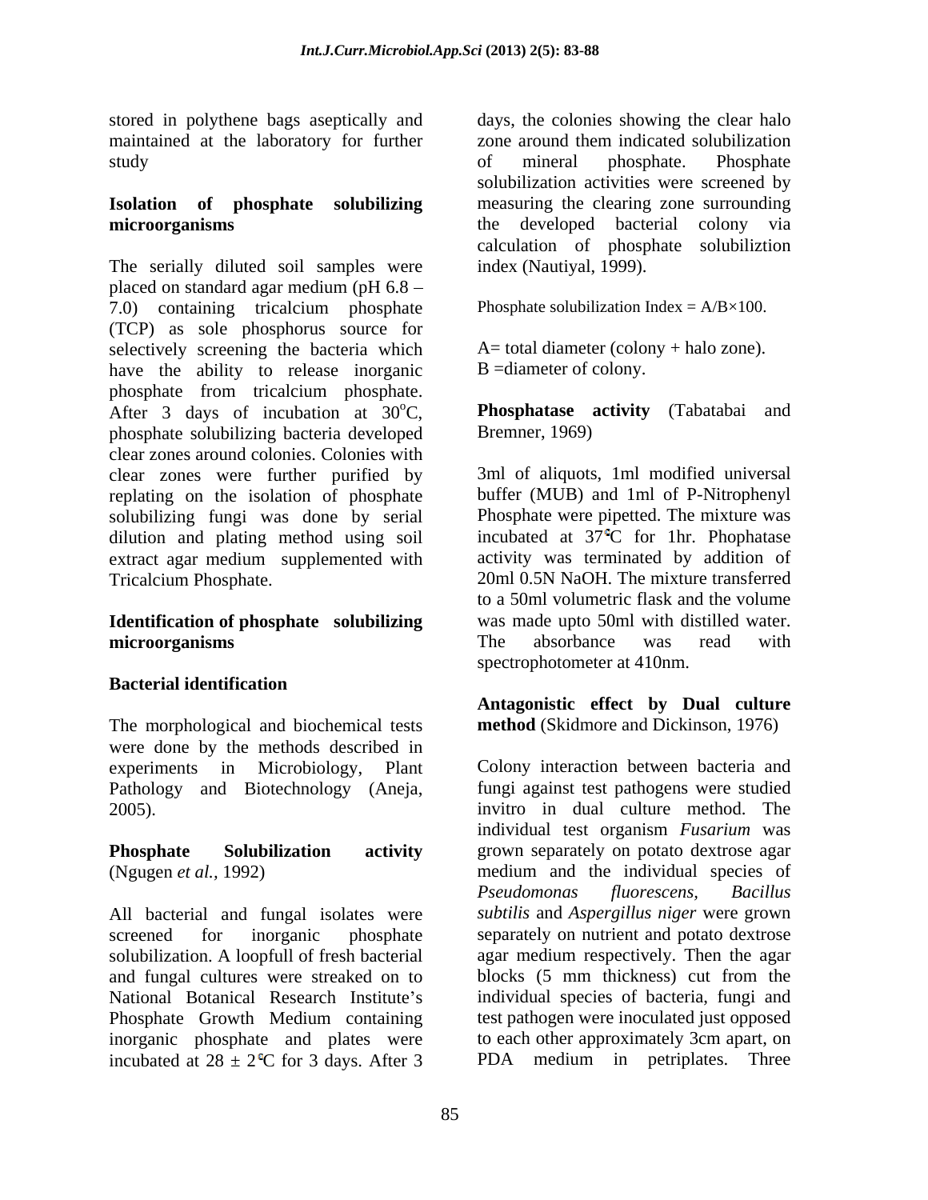stored in polythene bags aseptically and maintained at the laboratory for further study

**Isolation of phosphate solubilizing microorganisms**

The serially diluted soil samples were placed on standard agar medium (pH 6.8 – 7.0) containing tricalcium phosphate (TCP) as sole phosphorus source for selectively screening the bacteria which have the ability to release inorganic phosphate from tricalcium phosphate. After 3 days of incubation at $30^{o}$C, phosphate solubilizing bacteria developed clear zones around colonies. Colonies with clear zones were further purified by replating on the isolation of phosphate solubilizing fungi was done by serial dilution and plating method using soil extract agar medium supplemented with Tricalcium Phosphate.

**Identification of phosphate solubilizing microorganisms**

**Bacterial identification**

The morphological and biochemical tests were done by the methods described in experiments in Microbiology, Plant Pathology and Biotechnology (Aneja, 2005).

**Phosphate Solubilization activity** (Ngugen *et al.,* 1992)

All bacterial and fungal isolates were screened for inorganic phosphate solubilization. A loopfull of fresh bacterial and fungal cultures were streaked on to National Botanical Research Institute's Phosphate Growth Medium containing inorganic phosphate and plates were incubated at $28 \pm 2$°C for 3 days. After 3 days, the colonies showing the clear halo zone around them indicated solubilization of mineral phosphate. Phosphate solubilization activities were screened by measuring the clearing zone surrounding the developed bacterial colony via calculation of phosphate solubiliztion index (Nautiyal, 1999).

Phosphate solubilization Index = $A/B \times 100$.

A= total diameter (colony + halo zone).
B =diameter of colony.

**Phosphatase activity** (Tabatabai and Bremner, 1969)

3ml of aliquots, 1ml modified universal buffer (MUB) and 1ml of P-Nitrophenyl Phosphate were pipetted. The mixture was incubated at 37°C for 1hr. Phophatase activity was terminated by addition of 20ml 0.5N NaOH. The mixture transferred to a 50ml volumetric flask and the volume was made upto 50ml with distilled water. The absorbance was read with spectrophotometer at 410nm.

**Antagonistic effect by Dual culture method** (Skidmore and Dickinson, 1976)

Colony interaction between bacteria and fungi against test pathogens were studied invitro in dual culture method. The individual test organism *Fusarium* was grown separately on potato dextrose agar medium and the individual species of *Pseudomonas fluorescens, Bacillus subtilis* and *Aspergillus niger* were grown separately on nutrient and potato dextrose agar medium respectively. Then the agar blocks (5 mm thickness) cut from the individual species of bacteria, fungi and test pathogen were inoculated just opposed to each other approximately 3cm apart, on PDA medium in petriplates. Three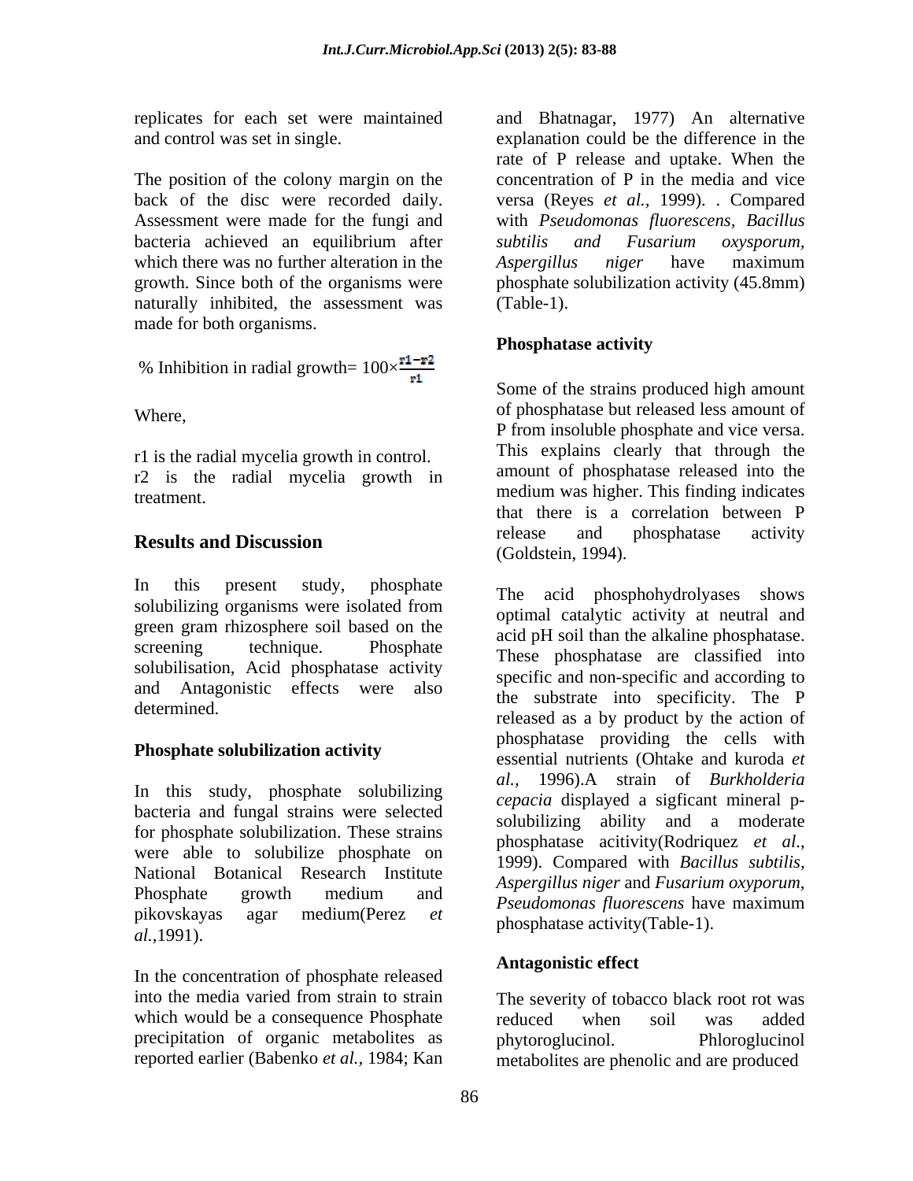replicates for each set were maintained and control was set in single.

The position of the colony margin on the back of the disc were recorded daily. Assessment were made for the fungi and bacteria achieved an equilibrium after which there was no further alteration in the growth. Since both of the organisms were naturally inhibited, the assessment was made for both organisms.

$$\% \text{ Inhibition in radial growth} = 100 \times \frac{r1 - r2}{r1}$$

Where,

r1 is the radial mycelia growth in control.
r2 is the radial mycelia growth in treatment.

## Results and Discussion

In this present study, phosphate solubilizing organisms were isolated from green gram rhizosphere soil based on the screening technique. Phosphate solubilisation, Acid phosphatase activity and Antagonistic effects were also determined.

### Phosphate solubilization activity

In this study, phosphate solubilizing bacteria and fungal strains were selected for phosphate solubilization. These strains were able to solubilize phosphate on National Botanical Research Institute Phosphate growth medium and pikovskayas agar medium(Perez *et al.*,1991).

In the concentration of phosphate released into the media varied from strain to strain which would be a consequence Phosphate precipitation of organic metabolites as reported earlier (Babenko *et al.*, 1984; Kan and Bhatnagar, 1977) An alternative explanation could be the difference in the rate of P release and uptake. When the concentration of P in the media and vice versa (Reyes *et al.*, 1999). . Compared with *Pseudomonas fluorescens*, *Bacillus subtilis and Fusarium oxysporum, Aspergillus niger* have maximum phosphate solubilization activity (45.8mm) (Table-1).

### Phosphatase activity

Some of the strains produced high amount of phosphatase but released less amount of P from insoluble phosphate and vice versa. This explains clearly that through the amount of phosphatase released into the medium was higher. This finding indicates that there is a correlation between P release and phosphatase activity (Goldstein, 1994).

The acid phosphohydrolyases shows optimal catalytic activity at neutral and acid pH soil than the alkaline phosphatase. These phosphatase are classified into specific and non-specific and according to the substrate into specificity. The P released as a by product by the action of phosphatase providing the cells with essential nutrients (Ohtake and kuroda *et al.,* 1996).A strain of *Burkholderia cepacia* displayed a sigficant mineral p-solubilizing ability and a moderate phosphatase acitivity(Rodriquez *et al.*, 1999). Compared with *Bacillus subtilis, Aspergillus niger* and *Fusarium oxyporum, Pseudomonas fluorescens* have maximum phosphatase activity(Table-1).

### Antagonistic effect

The severity of tobacco black root rot was reduced when soil was added phytoroglucinol. Phloroglucinol metabolites are phenolic and are produced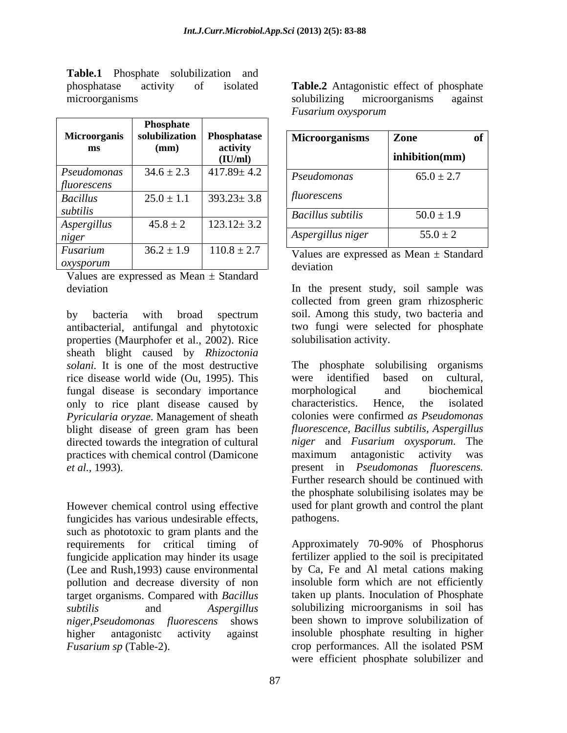**Table.1** Phosphate solubilization and phosphatase activity of isolated microorganisms

| Microorganisms | Phosphate solubilization (mm) | Phosphatase activity (IU/ml) |
|---|---|---|
| *Pseudomonas fluorescens* | 34.6 ± 2.3 | 417.89± 4.2 |
| *Bacillus subtilis* | 25.0 ± 1.1 | 393.23± 3.8 |
| *Aspergillus niger* | 45.8 ± 2 | 123.12± 3.2 |
| *Fusarium oxysporum* | 36.2 ± 1.9 | 110.8 ± 2.7 |

Values are expressed as Mean ± Standard deviation

by bacteria with broad spectrum antibacterial, antifungal and phytotoxic properties (Maurphofer et al., 2002). Rice sheath blight caused by *Rhizoctonia solani*. It is one of the most destructive rice disease world wide (Ou, 1995). This fungal disease is secondary importance only to rice plant disease caused by *Pyricularia oryzae*. Management of sheath blight disease of green gram has been directed towards the integration of cultural practices with chemical control (Damicone *et al.*, 1993).

However chemical control using effective fungicides has various undesirable effects, such as phototoxic to gram plants and the requirements for critical timing of fungicide application may hinder its usage (Lee and Rush,1993) cause environmental pollution and decrease diversity of non target organisms. Compared with *Bacillus subtilis* and *Aspergillus niger*,*Pseudomonas fluorescens* shows higher antagonistc activity against *Fusarium sp* (Table-2).

**Table.2** Antagonistic effect of phosphate solubilizing microorganisms against *Fusarium oxysporum*

| Microorganisms | Zone of inhibition(mm) |
|---|---|
| *Pseudomonas fluorescens* | 65.0 ± 2.7 |
| *Bacillus subtilis* | 50.0 ± 1.9 |
| *Aspergillus niger* | 55.0 ± 2 |

Values are expressed as Mean ± Standard deviation

In the present study, soil sample was collected from green gram rhizospheric soil. Among this study, two bacteria and two fungi were selected for phosphate solubilisation activity.

The phosphate solubilising organisms were identified based on cultural, morphological and biochemical characteristics. Hence, the isolated colonies were confirmed *as Pseudomonas fluorescence, Bacillus subtilis, Aspergillus niger* and *Fusarium oxysporum.* The maximum antagonistic activity was present in *Pseudomonas fluorescens.* Further research should be continued with the phosphate solubilising isolates may be used for plant growth and control the plant pathogens.

Approximately 70-90% of Phosphorus fertilizer applied to the soil is precipitated by Ca, Fe and Al metal cations making insoluble form which are not efficiently taken up plants. Inoculation of Phosphate solubilizing microorganisms in soil has been shown to improve solubilization of insoluble phosphate resulting in higher crop performances. All the isolated PSM were efficient phosphate solubilizer and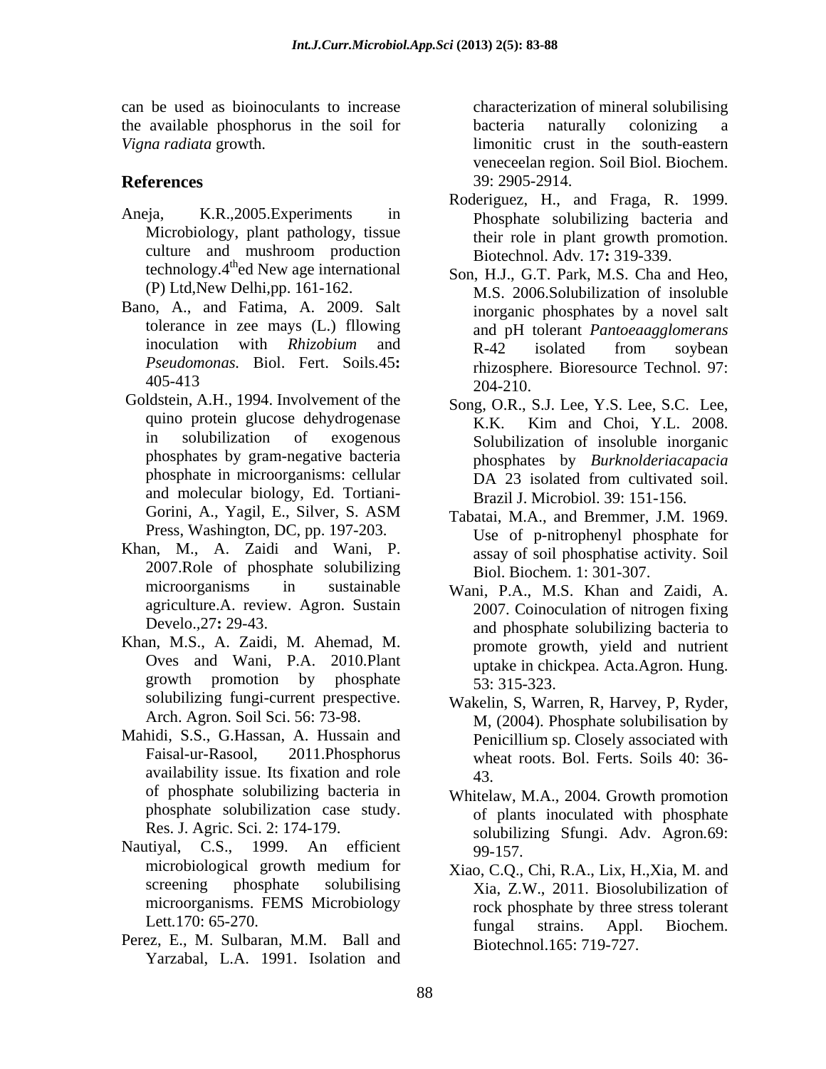can be used as bioinoculants to increase the available phosphorus in the soil for *Vigna radiata* growth.

## References

Aneja, K.R.,2005.Experiments in Microbiology, plant pathology, tissue culture and mushroom production technology.4[th]ed New age international (P) Ltd,New Delhi,pp. 161-162.

Bano, A., and Fatima, A. 2009. Salt tolerance in zee mays (L.) fllowing inoculation with *Rhizobium* and *Pseudomonas*. Biol. Fert. Soils.45**:** 405-413

Goldstein, A.H., 1994. Involvement of the quino protein glucose dehydrogenase in solubilization of exogenous phosphates by gram-negative bacteria phosphate in microorganisms: cellular and molecular biology, Ed. Tortiani-Gorini, A., Yagil, E., Silver, S. ASM Press, Washington, DC, pp. 197-203.

Khan, M., A. Zaidi and Wani, P. 2007.Role of phosphate solubilizing microorganisms in sustainable agriculture.A. review. Agron. Sustain Develo.,27**:** 29-43.

Khan, M.S., A. Zaidi, M. Ahemad, M. Oves and Wani, P.A. 2010.Plant growth promotion by phosphate solubilizing fungi-current prespective. Arch. Agron. Soil Sci. 56: 73-98.

Mahidi, S.S., G.Hassan, A. Hussain and Faisal-ur-Rasool, 2011.Phosphorus availability issue. Its fixation and role of phosphate solubilizing bacteria in phosphate solubilization case study. Res. J. Agric. Sci. 2: 174-179.

Nautiyal, C.S., 1999. An efficient microbiological growth medium for screening phosphate solubilising microorganisms. FEMS Microbiology Lett.170: 65-270.

Perez, E., M. Sulbaran, M.M. Ball and Yarzabal, L.A. 1991. Isolation and characterization of mineral solubilising bacteria naturally colonizing a limonitic crust in the south-eastern veneceelan region. Soil Biol. Biochem. 39: 2905-2914.

Roderiguez, H., and Fraga, R. 1999. Phosphate solubilizing bacteria and their role in plant growth promotion. Biotechnol. Adv. 17**:** 319-339.

Son, H.J., G.T. Park, M.S. Cha and Heo, M.S. 2006.Solubilization of insoluble inorganic phosphates by a novel salt and pH tolerant *Pantoeaagglomerans* R-42 isolated from soybean rhizosphere. Bioresource Technol. 97: 204-210.

Song, O.R., S.J. Lee, Y.S. Lee, S.C. Lee, K.K. Kim and Choi, Y.L. 2008. Solubilization of insoluble inorganic phosphates by *Burknolderiacapacia* DA 23 isolated from cultivated soil. Brazil J. Microbiol. 39: 151-156.

Tabatai, M.A., and Bremmer, J.M. 1969. Use of p-nitrophenyl phosphate for assay of soil phosphatise activity. Soil Biol. Biochem. 1: 301-307.

Wani, P.A., M.S. Khan and Zaidi, A. 2007. Coinoculation of nitrogen fixing and phosphate solubilizing bacteria to promote growth, yield and nutrient uptake in chickpea. Acta.Agron. Hung. 53: 315-323.

Wakelin, S, Warren, R, Harvey, P, Ryder, M, (2004). Phosphate solubilisation by Penicillium sp. Closely associated with wheat roots. Bol. Ferts. Soils 40: 36-43.

Whitelaw, M.A., 2004. Growth promotion of plants inoculated with phosphate solubilizing Sfungi. Adv. Agron.69: 99-157.

Xiao, C.Q., Chi, R.A., Lix, H.,Xia, M. and Xia, Z.W., 2011. Biosolubilization of rock phosphate by three stress tolerant fungal strains. Appl. Biochem. Biotechnol.165: 719-727.